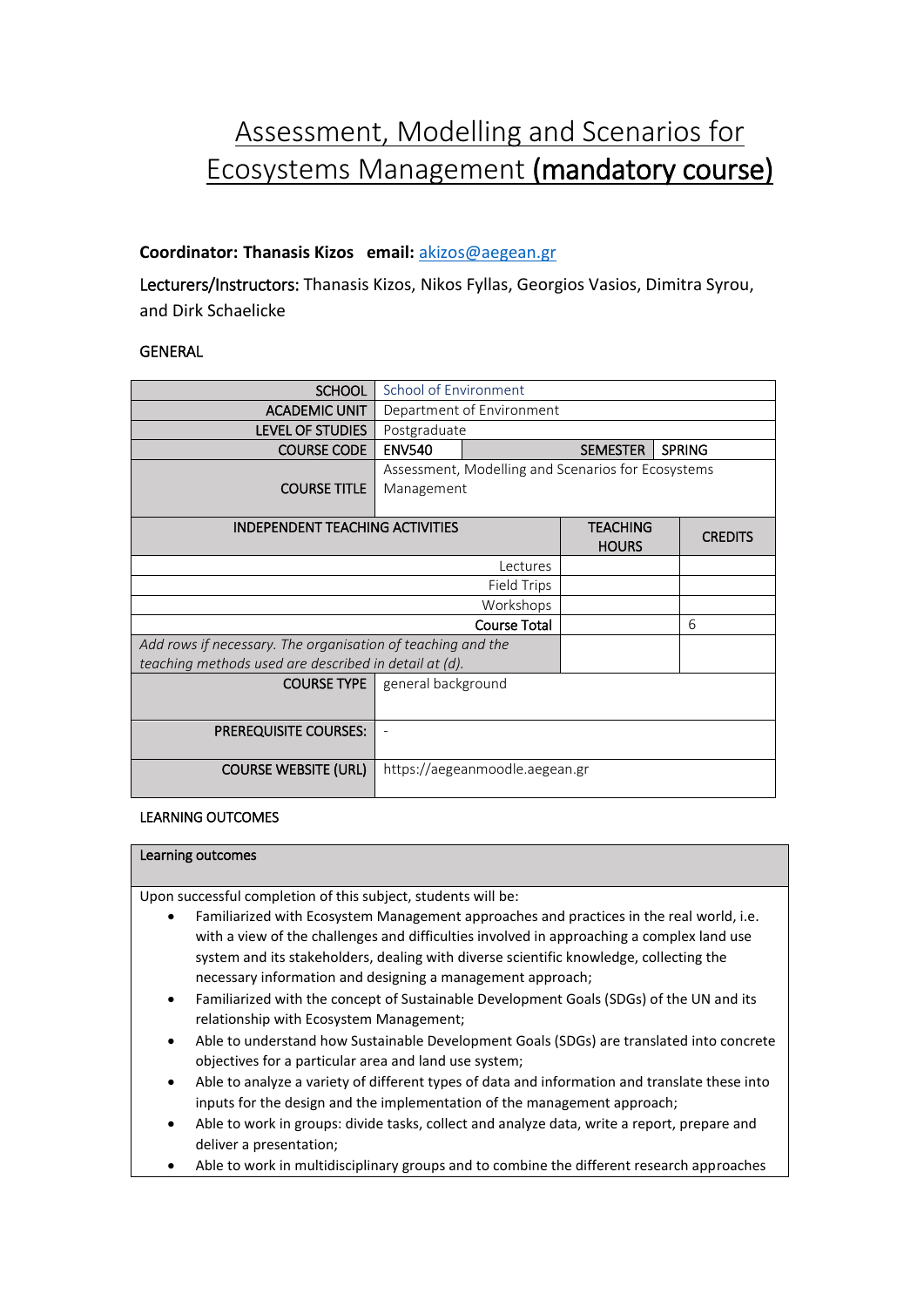# Assessment, Modelling and Scenarios for Ecosystems Management **(mandatory course)**

**Coordinator: Thanasis Kizos email:** akizos@aegean.gr

Lecturers/Instructors: Thanasis Kizos, Nikos Fyllas, Georgios Vasios, Dimitra Syrou, and Dirk Schaelicke

GENERAL

| SCHOOL | School of Environment | | |
|---|---|---|---|
| ACADEMIC UNIT | Department of Environment | | |
| LEVEL OF STUDIES | Postgraduate | | |
| COURSE CODE | ENV540 | SEMESTER | SPRING |
| COURSE TITLE | Assessment, Modelling and Scenarios for Ecosystems Management | | |

| INDEPENDENT TEACHING ACTIVITIES | TEACHING HOURS | CREDITS |
|---|---|---|
| Lectures | | |
| Field Trips | | |
| Workshops | | |
| Course Total | | 6 |
| *Add rows if necessary. The organisation of teaching and the teaching methods used are described in detail at (d).* | | |

| COURSE TYPE | general background |
|---|---|
| PREREQUISITE COURSES: | - |
| COURSE WEBSITE (URL) | https://aegeanmoodle.aegean.gr |

LEARNING OUTCOMES

**Learning outcomes**

Upon successful completion of this subject, students will be:

- Familiarized with Ecosystem Management approaches and practices in the real world, i.e. with a view of the challenges and difficulties involved in approaching a complex land use system and its stakeholders, dealing with diverse scientific knowledge, collecting the necessary information and designing a management approach;
- Familiarized with the concept of Sustainable Development Goals (SDGs) of the UN and its relationship with Ecosystem Management;
- Able to understand how Sustainable Development Goals (SDGs) are translated into concrete objectives for a particular area and land use system;
- Able to analyze a variety of different types of data and information and translate these into inputs for the design and the implementation of the management approach;
- Able to work in groups: divide tasks, collect and analyze data, write a report, prepare and deliver a presentation;
- Able to work in multidisciplinary groups and to combine the different research approaches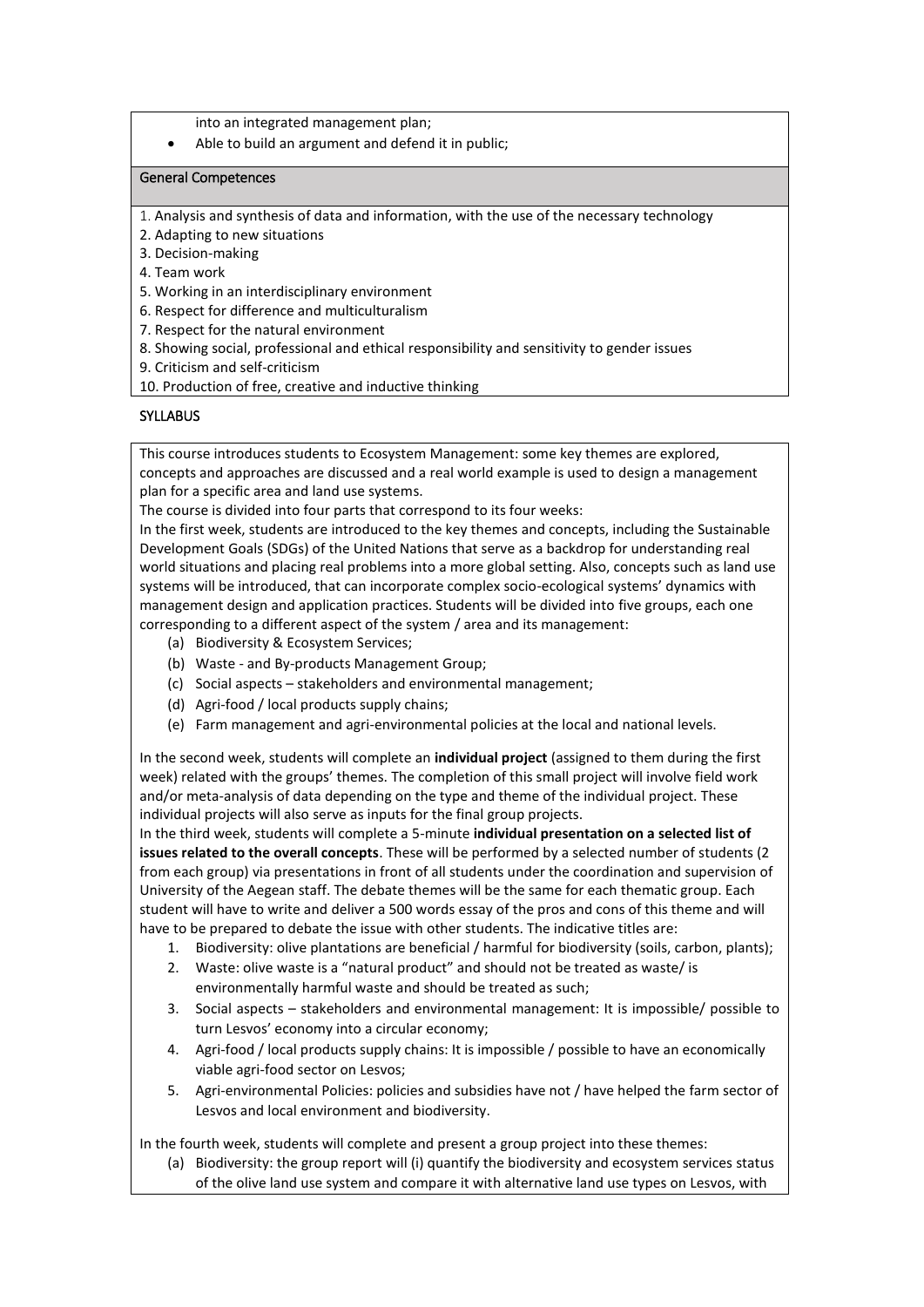into an integrated management plan;

- Able to build an argument and defend it in public;

## General Competences

1. Analysis and synthesis of data and information, with the use of the necessary technology
2. Adapting to new situations
3. Decision-making
4. Team work
5. Working in an interdisciplinary environment
6. Respect for difference and multiculturalism
7. Respect for the natural environment
8. Showing social, professional and ethical responsibility and sensitivity to gender issues
9. Criticism and self-criticism
10. Production of free, creative and inductive thinking

## SYLLABUS

This course introduces students to Ecosystem Management: some key themes are explored, concepts and approaches are discussed and a real world example is used to design a management plan for a specific area and land use systems.

The course is divided into four parts that correspond to its four weeks:

In the first week, students are introduced to the key themes and concepts, including the Sustainable Development Goals (SDGs) of the United Nations that serve as a backdrop for understanding real world situations and placing real problems into a more global setting. Also, concepts such as land use systems will be introduced, that can incorporate complex socio-ecological systems' dynamics with management design and application practices. Students will be divided into five groups, each one corresponding to a different aspect of the system / area and its management:

(a) Biodiversity & Ecosystem Services;
(b) Waste - and By-products Management Group;
(c) Social aspects – stakeholders and environmental management;
(d) Agri-food / local products supply chains;
(e) Farm management and agri-environmental policies at the local and national levels.

In the second week, students will complete an **individual project** (assigned to them during the first week) related with the groups' themes. The completion of this small project will involve field work and/or meta-analysis of data depending on the type and theme of the individual project. These individual projects will also serve as inputs for the final group projects.

In the third week, students will complete a 5-minute **individual presentation on a selected list of issues related to the overall concepts**. These will be performed by a selected number of students (2 from each group) via presentations in front of all students under the coordination and supervision of University of the Aegean staff. The debate themes will be the same for each thematic group. Each student will have to write and deliver a 500 words essay of the pros and cons of this theme and will have to be prepared to debate the issue with other students. The indicative titles are:

1. Biodiversity: olive plantations are beneficial / harmful for biodiversity (soils, carbon, plants);
2. Waste: olive waste is a "natural product" and should not be treated as waste/ is environmentally harmful waste and should be treated as such;
3. Social aspects – stakeholders and environmental management: It is impossible/ possible to turn Lesvos' economy into a circular economy;
4. Agri-food / local products supply chains: It is impossible / possible to have an economically viable agri-food sector on Lesvos;
5. Agri-environmental Policies: policies and subsidies have not / have helped the farm sector of Lesvos and local environment and biodiversity.

In the fourth week, students will complete and present a group project into these themes:

(a) Biodiversity: the group report will (i) quantify the biodiversity and ecosystem services status of the olive land use system and compare it with alternative land use types on Lesvos, with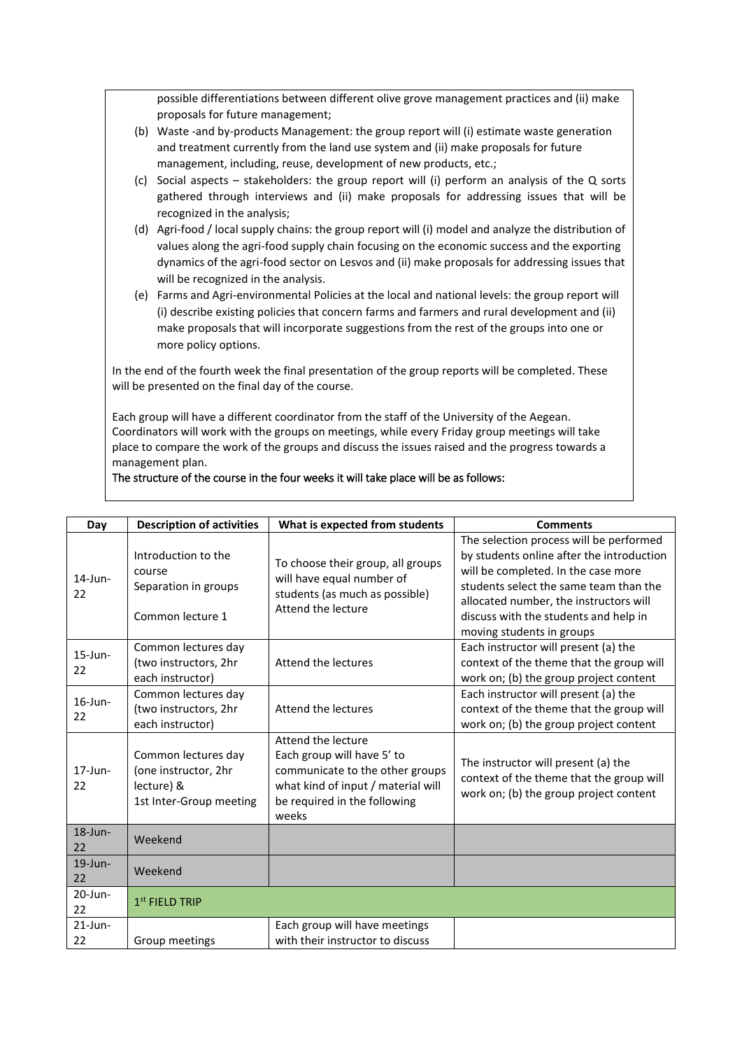possible differentiations between different olive grove management practices and (ii) make proposals for future management;

(b) Waste -and by-products Management: the group report will (i) estimate waste generation and treatment currently from the land use system and (ii) make proposals for future management, including, reuse, development of new products, etc.;

(c) Social aspects – stakeholders: the group report will (i) perform an analysis of the Q sorts gathered through interviews and (ii) make proposals for addressing issues that will be recognized in the analysis;

(d) Agri-food / local supply chains: the group report will (i) model and analyze the distribution of values along the agri-food supply chain focusing on the economic success and the exporting dynamics of the agri-food sector on Lesvos and (ii) make proposals for addressing issues that will be recognized in the analysis.

(e) Farms and Agri-environmental Policies at the local and national levels: the group report will (i) describe existing policies that concern farms and farmers and rural development and (ii) make proposals that will incorporate suggestions from the rest of the groups into one or more policy options.

In the end of the fourth week the final presentation of the group reports will be completed. These will be presented on the final day of the course.

Each group will have a different coordinator from the staff of the University of the Aegean. Coordinators will work with the groups on meetings, while every Friday group meetings will take place to compare the work of the groups and discuss the issues raised and the progress towards a management plan.

The structure of the course in the four weeks it will take place will be as follows:

| Day | Description of activities | What is expected from students | Comments |
|---|---|---|---|
| 14-Jun-22 | Introduction to the course<br>Separation in groups<br>Common lecture 1 | To choose their group, all groups will have equal number of students (as much as possible)<br>Attend the lecture | The selection process will be performed by students online after the introduction will be completed. In the case more students select the same team than the allocated number, the instructors will discuss with the students and help in moving students in groups |
| 15-Jun-22 | Common lectures day (two instructors, 2hr each instructor) | Attend the lectures | Each instructor will present (a) the context of the theme that the group will work on; (b) the group project content |
| 16-Jun-22 | Common lectures day (two instructors, 2hr each instructor) | Attend the lectures | Each instructor will present (a) the context of the theme that the group will work on; (b) the group project content |
| 17-Jun-22 | Common lectures day (one instructor, 2hr lecture) &<br>1st Inter-Group meeting | Attend the lecture<br>Each group will have 5' to communicate to the other groups what kind of input / material will be required in the following weeks | The instructor will present (a) the context of the theme that the group will work on; (b) the group project content |
| 18-Jun-22 | Weekend | | |
| 19-Jun-22 | Weekend | | |
| 20-Jun-22 | 1st FIELD TRIP | | |
| 21-Jun-22 | Group meetings | Each group will have meetings with their instructor to discuss | |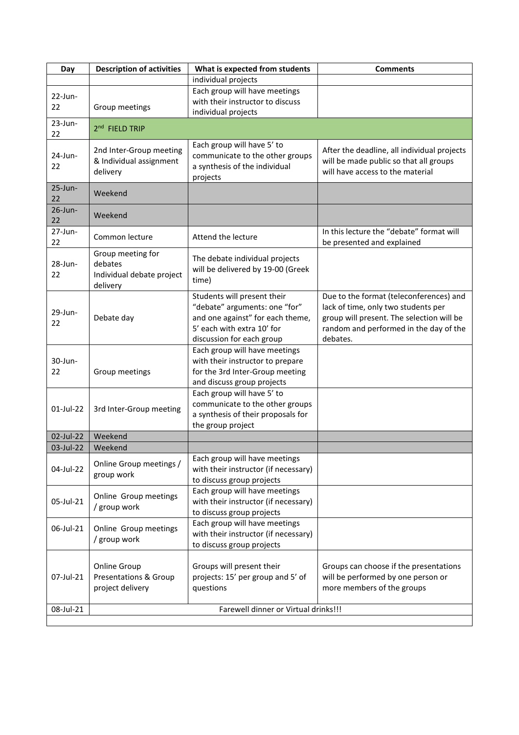| Day | Description of activities | What is expected from students | Comments |
|---|---|---|---|
| | | individual projects | |
| 22-Jun-22 | Group meetings | Each group will have meetings with their instructor to discuss individual projects | |
| 23-Jun-22 | 2nd FIELD TRIP | | |
| 24-Jun-22 | 2nd Inter-Group meeting & Individual assignment delivery | Each group will have 5' to communicate to the other groups a synthesis of the individual projects | After the deadline, all individual projects will be made public so that all groups will have access to the material |
| 25-Jun-22 | Weekend | | |
| 26-Jun-22 | Weekend | | |
| 27-Jun-22 | Common lecture | Attend the lecture | In this lecture the "debate" format will be presented and explained |
| 28-Jun-22 | Group meeting for debates Individual debate project delivery | The debate individual projects will be delivered by 19-00 (Greek time) | |
| 29-Jun-22 | Debate day | Students will present their "debate" arguments: one "for" and one against" for each theme, 5' each with extra 10' for discussion for each group | Due to the format (teleconferences) and lack of time, only two students per group will present. The selection will be random and performed in the day of the debates. |
| 30-Jun-22 | Group meetings | Each group will have meetings with their instructor to prepare for the 3rd Inter-Group meeting and discuss group projects | |
| 01-Jul-22 | 3rd Inter-Group meeting | Each group will have 5' to communicate to the other groups a synthesis of their proposals for the group project | |
| 02-Jul-22 | Weekend | | |
| 03-Jul-22 | Weekend | | |
| 04-Jul-22 | Online Group meetings / group work | Each group will have meetings with their instructor (if necessary) to discuss group projects | |
| 05-Jul-21 | Online Group meetings / group work | Each group will have meetings with their instructor (if necessary) to discuss group projects | |
| 06-Jul-21 | Online Group meetings / group work | Each group will have meetings with their instructor (if necessary) to discuss group projects | |
| 07-Jul-21 | Online Group Presentations & Group project delivery | Groups will present their projects: 15' per group and 5' of questions | Groups can choose if the presentations will be performed by one person or more members of the groups |
| 08-Jul-21 | Farewell dinner or Virtual drinks!!! | | |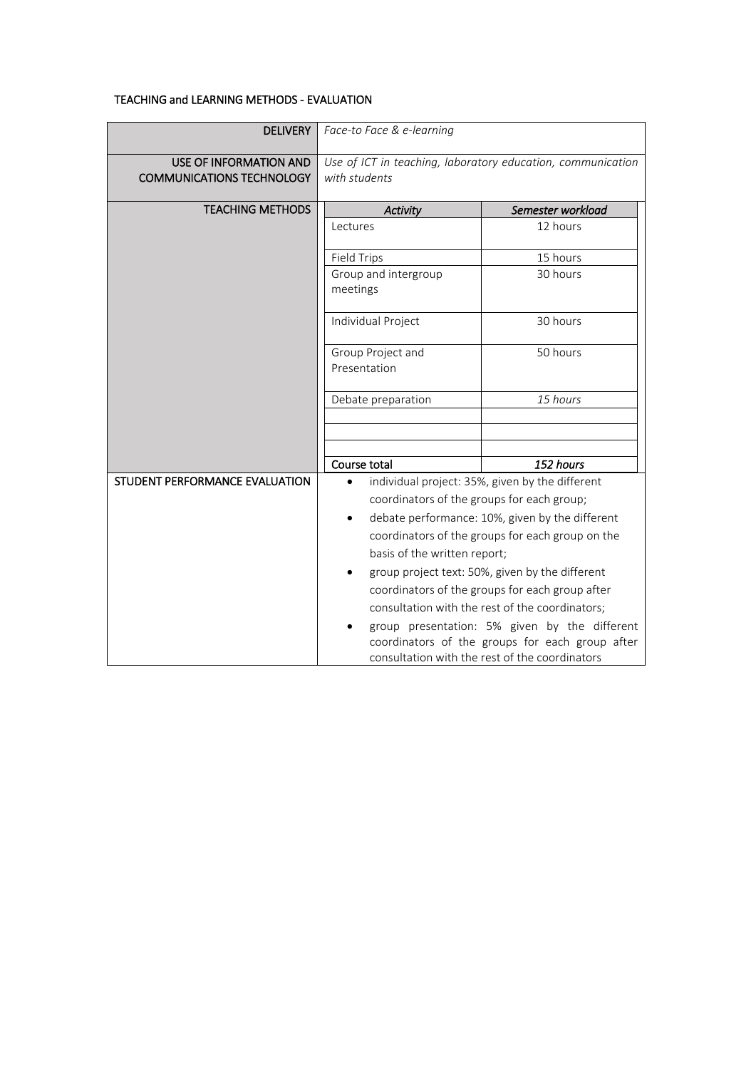### TEACHING and LEARNING METHODS - EVALUATION

| | | |
|---|---|---|
| **DELIVERY** | *Face-to Face & e-learning* | |
| **USE OF INFORMATION AND COMMUNICATIONS TECHNOLOGY** | *Use of ICT in teaching, laboratory education, communication with students* | |
| **TEACHING METHODS** | ***Activity*** | ***Semester workload*** |
| | Lectures | 12 hours |
| | Field Trips | 15 hours |
| | Group and intergroup meetings | 30 hours |
| | Individual Project | 30 hours |
| | Group Project and Presentation | 50 hours |
| | Debate preparation | *15 hours* |
| | | |
| | | |
| | | |
| | **Course total** | ***152 hours*** |
| **STUDENT PERFORMANCE EVALUATION** | • individual project: 35%, given by the different coordinators of the groups for each group;<br>• debate performance: 10%, given by the different coordinators of the groups for each group on the basis of the written report;<br>• group project text: 50%, given by the different coordinators of the groups for each group after consultation with the rest of the coordinators;<br>• group presentation: 5% given by the different coordinators of the groups for each group after consultation with the rest of the coordinators | |